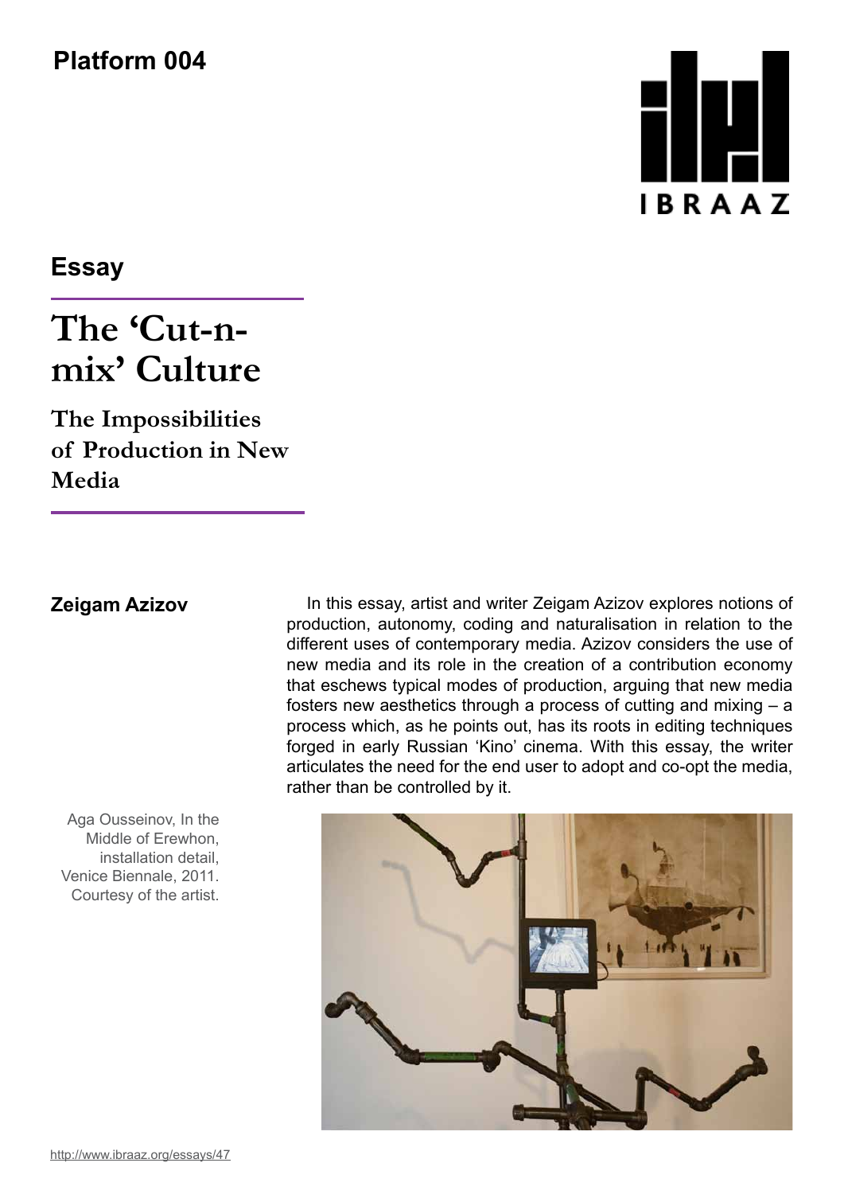Platform 004

IBRAAZ

## Essay

# The 'Cut-n-mix' Culture

## The Impossibilities of Production in New Media

**Zeigam Azizov**

In this essay, artist and writer Zeigam Azizov explores notions of production, autonomy, coding and naturalisation in relation to the different uses of contemporary media. Azizov considers the use of new media and its role in the creation of a contribution economy that eschews typical modes of production, arguing that new media fosters new aesthetics through a process of cutting and mixing – a process which, as he points out, has its roots in editing techniques forged in early Russian 'Kino' cinema. With this essay, the writer articulates the need for the end user to adopt and co-opt the media, rather than be controlled by it.

Aga Ousseinov, In the Middle of Erewhon, installation detail, Venice Biennale, 2011. Courtesy of the artist.

http://www.ibraaz.org/essays/47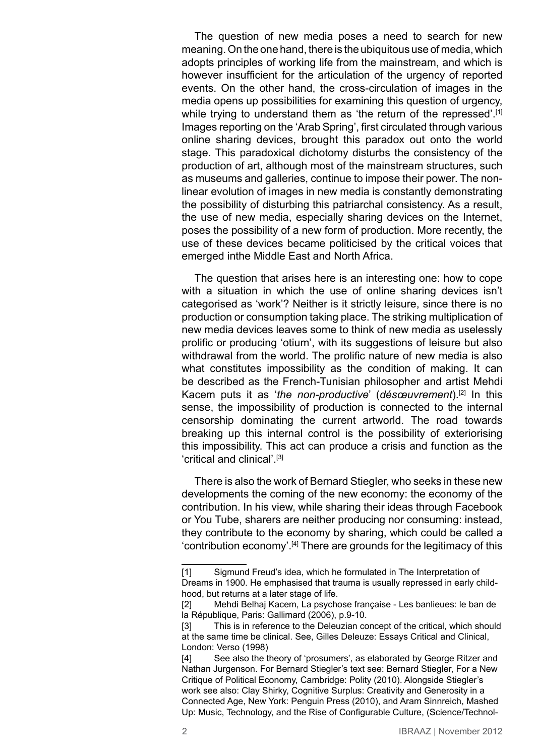The question of new media poses a need to search for new meaning. On the one hand, there is the ubiquitous use of media, which adopts principles of working life from the mainstream, and which is however insufficient for the articulation of the urgency of reported events. On the other hand, the cross-circulation of images in the media opens up possibilities for examining this question of urgency, while trying to understand them as 'the return of the repressed'.[1] Images reporting on the 'Arab Spring', first circulated through various online sharing devices, brought this paradox out onto the world stage. This paradoxical dichotomy disturbs the consistency of the production of art, although most of the mainstream structures, such as museums and galleries, continue to impose their power. The non-linear evolution of images in new media is constantly demonstrating the possibility of disturbing this patriarchal consistency. As a result, the use of new media, especially sharing devices on the Internet, poses the possibility of a new form of production. More recently, the use of these devices became politicised by the critical voices that emerged inthe Middle East and North Africa.

The question that arises here is an interesting one: how to cope with a situation in which the use of online sharing devices isn't categorised as 'work'? Neither is it strictly leisure, since there is no production or consumption taking place. The striking multiplication of new media devices leaves some to think of new media as uselessly prolific or producing 'otium', with its suggestions of leisure but also withdrawal from the world. The prolific nature of new media is also what constitutes impossibility as the condition of making. It can be described as the French-Tunisian philosopher and artist Mehdi Kacem puts it as '*the non-productive*' (*désœuvrement*).[2] In this sense, the impossibility of production is connected to the internal censorship dominating the current artworld. The road towards breaking up this internal control is the possibility of exteriorising this impossibility. This act can produce a crisis and function as the 'critical and clinical'.[3]

There is also the work of Bernard Stiegler, who seeks in these new developments the coming of the new economy: the economy of the contribution. In his view, while sharing their ideas through Facebook or You Tube, sharers are neither producing nor consuming: instead, they contribute to the economy by sharing, which could be called a 'contribution economy'.[4] There are grounds for the legitimacy of this

---

[1] Sigmund Freud's idea, which he formulated in The Interpretation of Dreams in 1900. He emphasised that trauma is usually repressed in early childhood, but returns at a later stage of life.

[2] Mehdi Belhaj Kacem, La psychose française - Les banlieues: le ban de la République, Paris: Gallimard (2006), p.9-10.

[3] This is in reference to the Deleuzian concept of the critical, which should at the same time be clinical. See, Gilles Deleuze: Essays Critical and Clinical, London: Verso (1998)

[4] See also the theory of 'prosumers', as elaborated by George Ritzer and Nathan Jurgenson. For Bernard Stiegler's text see: Bernard Stiegler, For a New Critique of Political Economy, Cambridge: Polity (2010). Alongside Stiegler's work see also: Clay Shirky, Cognitive Surplus: Creativity and Generosity in a Connected Age, New York: Penguin Press (2010), and Aram Sinnreich, Mashed Up: Music, Technology, and the Rise of Configurable Culture, (Science/Technol-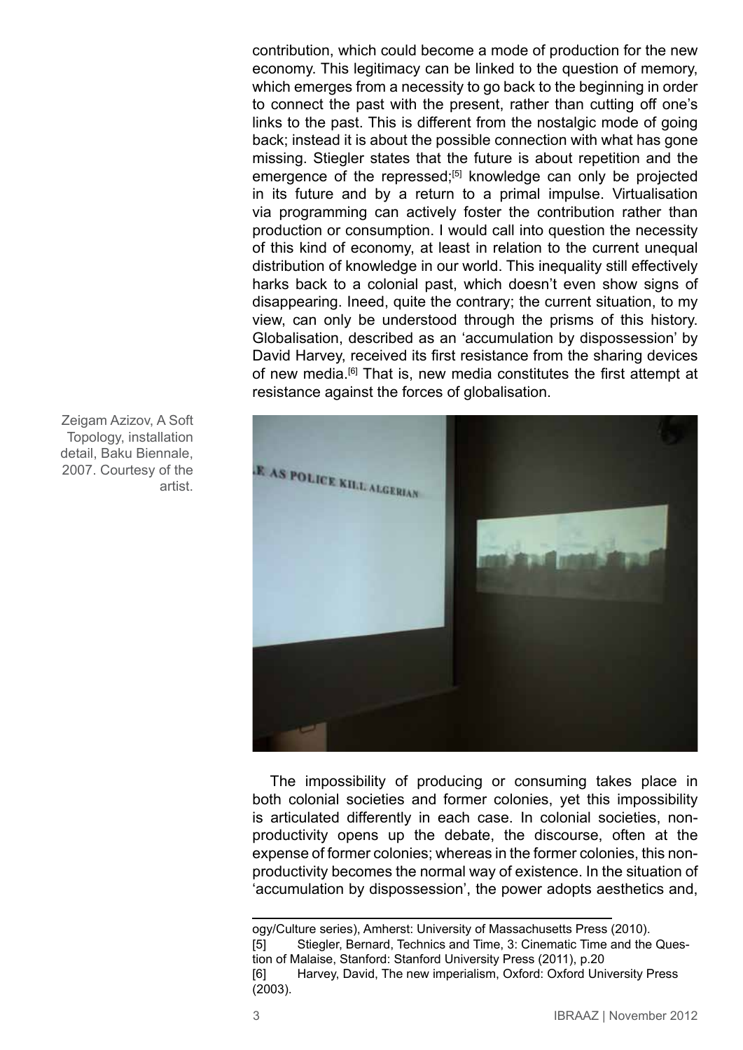contribution, which could become a mode of production for the new economy. This legitimacy can be linked to the question of memory, which emerges from a necessity to go back to the beginning in order to connect the past with the present, rather than cutting off one's links to the past. This is different from the nostalgic mode of going back; instead it is about the possible connection with what has gone missing. Stiegler states that the future is about repetition and the emergence of the repressed;[5] knowledge can only be projected in its future and by a return to a primal impulse. Virtualisation via programming can actively foster the contribution rather than production or consumption. I would call into question the necessity of this kind of economy, at least in relation to the current unequal distribution of knowledge in our world. This inequality still effectively harks back to a colonial past, which doesn't even show signs of disappearing. Ineed, quite the contrary; the current situation, to my view, can only be understood through the prisms of this history. Globalisation, described as an 'accumulation by dispossession' by David Harvey, received its first resistance from the sharing devices of new media.[6] That is, new media constitutes the first attempt at resistance against the forces of globalisation.

Zeigam Azizov, A Soft Topology, installation detail, Baku Biennale, 2007. Courtesy of the artist.

The impossibility of producing or consuming takes place in both colonial societies and former colonies, yet this impossibility is articulated differently in each case. In colonial societies, non-productivity opens up the debate, the discourse, often at the expense of former colonies; whereas in the former colonies, this non-productivity becomes the normal way of existence. In the situation of 'accumulation by dispossession', the power adopts aesthetics and,

---

ogy/Culture series), Amherst: University of Massachusetts Press (2010).

[5] Stiegler, Bernard, Technics and Time, 3: Cinematic Time and the Question of Malaise, Stanford: Stanford University Press (2011), p.20

[6] Harvey, David, The new imperialism, Oxford: Oxford University Press (2003).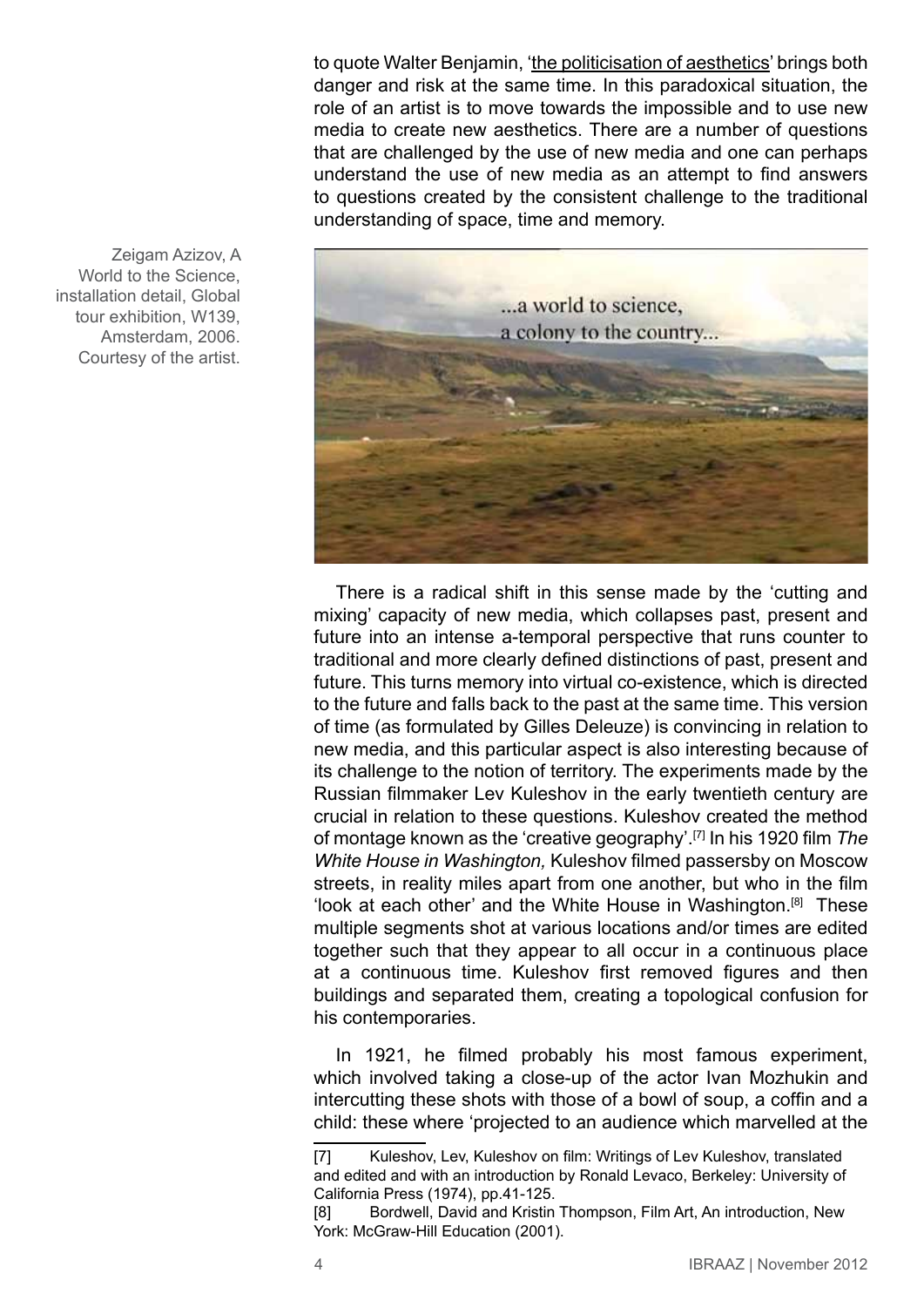to quote Walter Benjamin, 'the politicisation of aesthetics' brings both danger and risk at the same time. In this paradoxical situation, the role of an artist is to move towards the impossible and to use new media to create new aesthetics. There are a number of questions that are challenged by the use of new media and one can perhaps understand the use of new media as an attempt to find answers to questions created by the consistent challenge to the traditional understanding of space, time and memory.

Zeigam Azizov, A World to the Science, installation detail, Global tour exhibition, W139, Amsterdam, 2006. Courtesy of the artist.

There is a radical shift in this sense made by the 'cutting and mixing' capacity of new media, which collapses past, present and future into an intense a-temporal perspective that runs counter to traditional and more clearly defined distinctions of past, present and future. This turns memory into virtual co-existence, which is directed to the future and falls back to the past at the same time. This version of time (as formulated by Gilles Deleuze) is convincing in relation to new media, and this particular aspect is also interesting because of its challenge to the notion of territory. The experiments made by the Russian filmmaker Lev Kuleshov in the early twentieth century are crucial in relation to these questions. Kuleshov created the method of montage known as the 'creative geography'.[7] In his 1920 film *The White House in Washington,* Kuleshov filmed passersby on Moscow streets, in reality miles apart from one another, but who in the film 'look at each other' and the White House in Washington.[8] These multiple segments shot at various locations and/or times are edited together such that they appear to all occur in a continuous place at a continuous time. Kuleshov first removed figures and then buildings and separated them, creating a topological confusion for his contemporaries.

In 1921, he filmed probably his most famous experiment, which involved taking a close-up of the actor Ivan Mozhukin and intercutting these shots with those of a bowl of soup, a coffin and a child: these where 'projected to an audience which marvelled at the

[7] Kuleshov, Lev, Kuleshov on film: Writings of Lev Kuleshov, translated and edited and with an introduction by Ronald Levaco, Berkeley: University of California Press (1974), pp.41-125.

[8] Bordwell, David and Kristin Thompson, Film Art, An introduction, New York: McGraw-Hill Education (2001).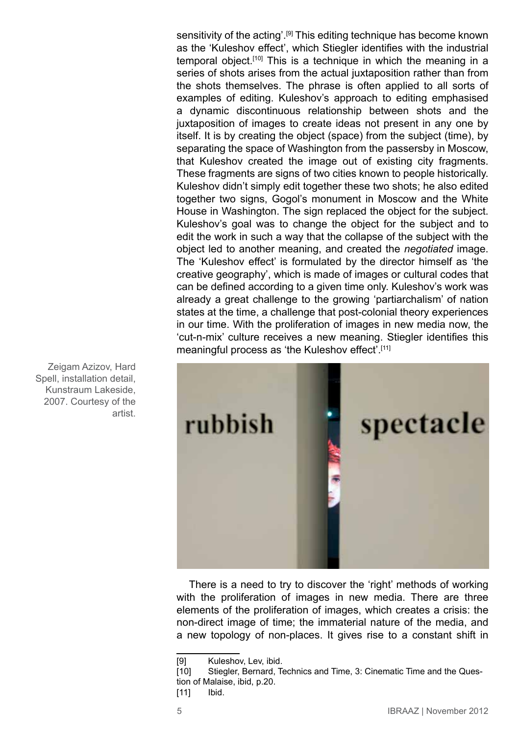sensitivity of the acting'.[9] This editing technique has become known as the 'Kuleshov effect', which Stiegler identifies with the industrial temporal object.[10] This is a technique in which the meaning in a series of shots arises from the actual juxtaposition rather than from the shots themselves. The phrase is often applied to all sorts of examples of editing. Kuleshov's approach to editing emphasised a dynamic discontinuous relationship between shots and the juxtaposition of images to create ideas not present in any one by itself. It is by creating the object (space) from the subject (time), by separating the space of Washington from the passersby in Moscow, that Kuleshov created the image out of existing city fragments. These fragments are signs of two cities known to people historically. Kuleshov didn't simply edit together these two shots; he also edited together two signs, Gogol's monument in Moscow and the White House in Washington. The sign replaced the object for the subject. Kuleshov's goal was to change the object for the subject and to edit the work in such a way that the collapse of the subject with the object led to another meaning, and created the *negotiated* image. The 'Kuleshov effect' is formulated by the director himself as 'the creative geography', which is made of images or cultural codes that can be defined according to a given time only. Kuleshov's work was already a great challenge to the growing 'partiarchalism' of nation states at the time, a challenge that post-colonial theory experiences in our time. With the proliferation of images in new media now, the 'cut-n-mix' culture receives a new meaning. Stiegler identifies this meaningful process as 'the Kuleshov effect'.[11]

Zeigam Azizov, Hard Spell, installation detail, Kunstraum Lakeside, 2007. Courtesy of the artist.

There is a need to try to discover the 'right' methods of working with the proliferation of images in new media. There are three elements of the proliferation of images, which creates a crisis: the non-direct image of time; the immaterial nature of the media, and a new topology of non-places. It gives rise to a constant shift in

---

[9] Kuleshov, Lev, ibid.

[10] Stiegler, Bernard, Technics and Time, 3: Cinematic Time and the Question of Malaise, ibid, p.20.

[11] Ibid.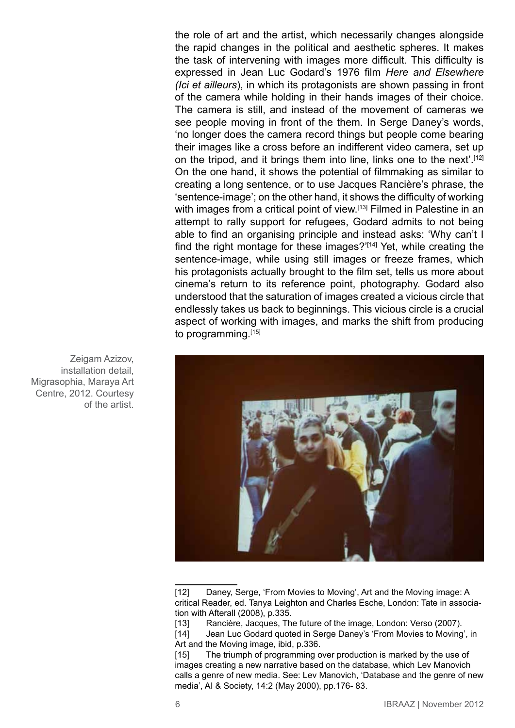the role of art and the artist, which necessarily changes alongside the rapid changes in the political and aesthetic spheres. It makes the task of intervening with images more difficult. This difficulty is expressed in Jean Luc Godard's 1976 film *Here and Elsewhere (Ici et ailleurs*), in which its protagonists are shown passing in front of the camera while holding in their hands images of their choice. The camera is still, and instead of the movement of cameras we see people moving in front of the them. In Serge Daney's words, 'no longer does the camera record things but people come bearing their images like a cross before an indifferent video camera, set up on the tripod, and it brings them into line, links one to the next'.[12] On the one hand, it shows the potential of filmmaking as similar to creating a long sentence, or to use Jacques Rancière's phrase, the 'sentence-image'; on the other hand, it shows the difficulty of working with images from a critical point of view.[13] Filmed in Palestine in an attempt to rally support for refugees, Godard admits to not being able to find an organising principle and instead asks: 'Why can't I find the right montage for these images?'[14] Yet, while creating the sentence-image, while using still images or freeze frames, which his protagonists actually brought to the film set, tells us more about cinema's return to its reference point, photography. Godard also understood that the saturation of images created a vicious circle that endlessly takes us back to beginnings. This vicious circle is a crucial aspect of working with images, and marks the shift from producing to programming.[15]

Zeigam Azizov, installation detail, Migrasophia, Maraya Art Centre, 2012. Courtesy of the artist.

[12] Daney, Serge, 'From Movies to Moving', Art and the Moving image: A critical Reader, ed. Tanya Leighton and Charles Esche, London: Tate in association with Afterall (2008), p.335.

[13] Rancière, Jacques, The future of the image, London: Verso (2007).

[14] Jean Luc Godard quoted in Serge Daney's 'From Movies to Moving', in Art and the Moving image, ibid, p.336.

[15] The triumph of programming over production is marked by the use of images creating a new narrative based on the database, which Lev Manovich calls a genre of new media. See: Lev Manovich, 'Database and the genre of new media', AI & Society, 14:2 (May 2000), pp.176- 83.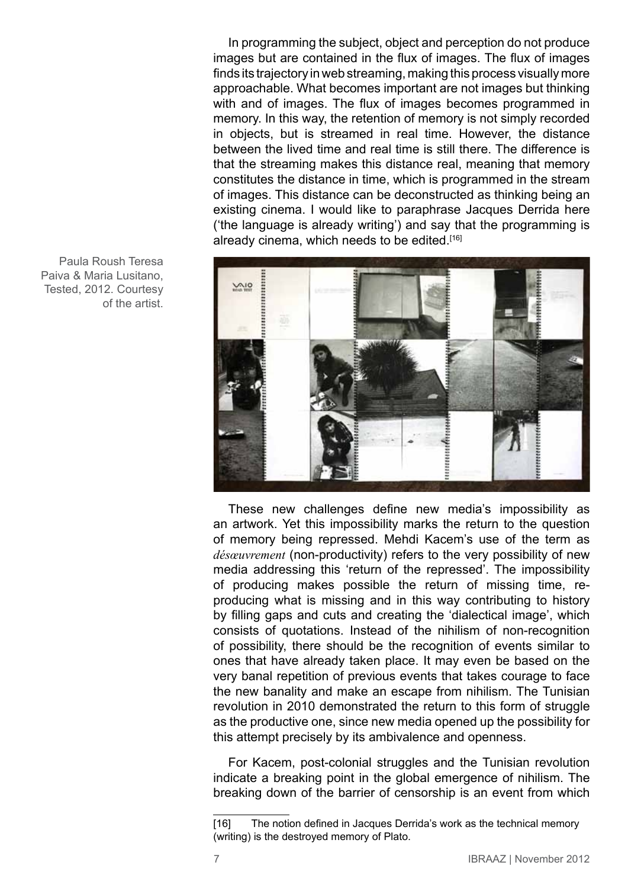In programming the subject, object and perception do not produce images but are contained in the flux of images. The flux of images finds its trajectory in web streaming, making this process visually more approachable. What becomes important are not images but thinking with and of images. The flux of images becomes programmed in memory. In this way, the retention of memory is not simply recorded in objects, but is streamed in real time. However, the distance between the lived time and real time is still there. The difference is that the streaming makes this distance real, meaning that memory constitutes the distance in time, which is programmed in the stream of images. This distance can be deconstructed as thinking being an existing cinema. I would like to paraphrase Jacques Derrida here ('the language is already writing') and say that the programming is already cinema, which needs to be edited.[16]

Paula Roush Teresa Paiva & Maria Lusitano, Tested, 2012. Courtesy of the artist.

These new challenges define new media's impossibility as an artwork. Yet this impossibility marks the return to the question of memory being repressed. Mehdi Kacem's use of the term as *désœuvrement* (non-productivity) refers to the very possibility of new media addressing this 'return of the repressed'. The impossibility of producing makes possible the return of missing time, re-producing what is missing and in this way contributing to history by filling gaps and cuts and creating the 'dialectical image', which consists of quotations. Instead of the nihilism of non-recognition of possibility, there should be the recognition of events similar to ones that have already taken place. It may even be based on the very banal repetition of previous events that takes courage to face the new banality and make an escape from nihilism. The Tunisian revolution in 2010 demonstrated the return to this form of struggle as the productive one, since new media opened up the possibility for this attempt precisely by its ambivalence and openness.

For Kacem, post-colonial struggles and the Tunisian revolution indicate a breaking point in the global emergence of nihilism. The breaking down of the barrier of censorship is an event from which

[16] The notion defined in Jacques Derrida's work as the technical memory (writing) is the destroyed memory of Plato.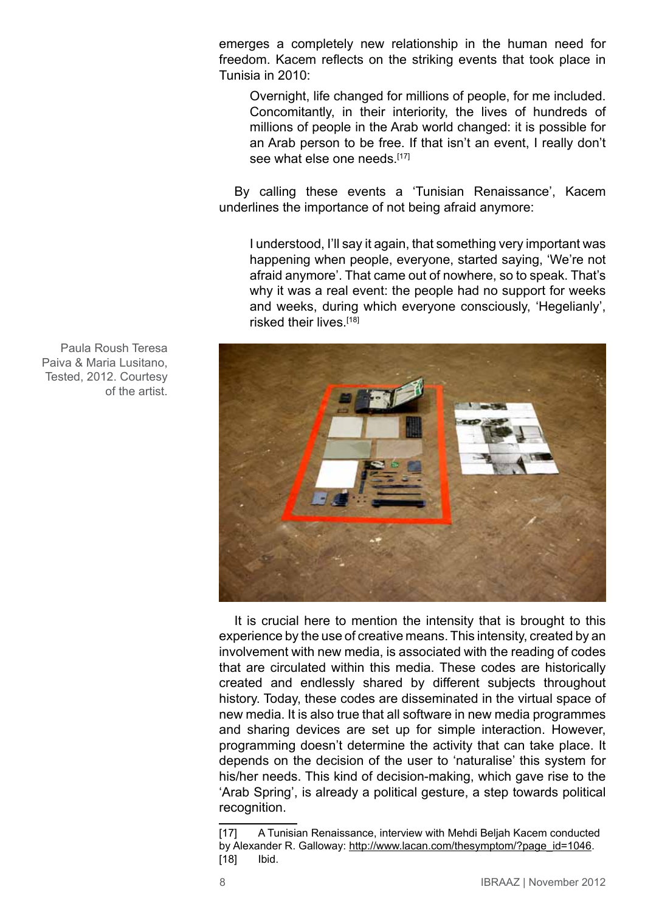emerges a completely new relationship in the human need for freedom. Kacem reflects on the striking events that took place in Tunisia in 2010:

> Overnight, life changed for millions of people, for me included. Concomitantly, in their interiority, the lives of hundreds of millions of people in the Arab world changed: it is possible for an Arab person to be free. If that isn't an event, I really don't see what else one needs.[17]

By calling these events a 'Tunisian Renaissance', Kacem underlines the importance of not being afraid anymore:

> I understood, I'll say it again, that something very important was happening when people, everyone, started saying, 'We're not afraid anymore'. That came out of nowhere, so to speak. That's why it was a real event: the people had no support for weeks and weeks, during which everyone consciously, 'Hegelianly', risked their lives.[18]

Paula Roush Teresa Paiva & Maria Lusitano, Tested, 2012. Courtesy of the artist.

It is crucial here to mention the intensity that is brought to this experience by the use of creative means. This intensity, created by an involvement with new media, is associated with the reading of codes that are circulated within this media. These codes are historically created and endlessly shared by different subjects throughout history. Today, these codes are disseminated in the virtual space of new media. It is also true that all software in new media programmes and sharing devices are set up for simple interaction. However, programming doesn't determine the activity that can take place. It depends on the decision of the user to 'naturalise' this system for his/her needs. This kind of decision-making, which gave rise to the 'Arab Spring', is already a political gesture, a step towards political recognition.

---

[17] A Tunisian Renaissance, interview with Mehdi Beljah Kacem conducted by Alexander R. Galloway: http://www.lacan.com/thesymptom/?page_id=1046.

[18] Ibid.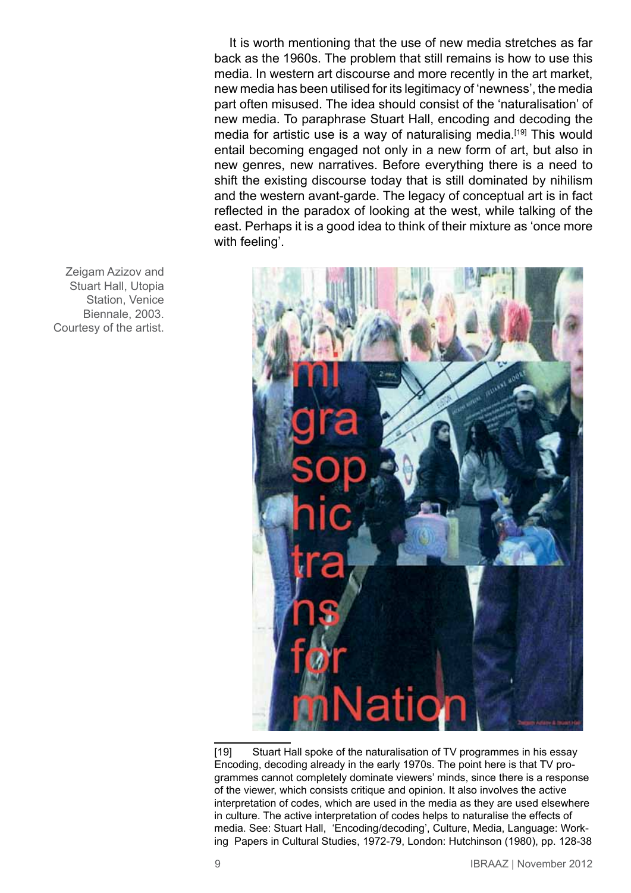It is worth mentioning that the use of new media stretches as far back as the 1960s. The problem that still remains is how to use this media. In western art discourse and more recently in the art market, new media has been utilised for its legitimacy of 'newness', the media part often misused. The idea should consist of the 'naturalisation' of new media. To paraphrase Stuart Hall, encoding and decoding the media for artistic use is a way of naturalising media.[19] This would entail becoming engaged not only in a new form of art, but also in new genres, new narratives. Before everything there is a need to shift the existing discourse today that is still dominated by nihilism and the western avant-garde. The legacy of conceptual art is in fact reflected in the paradox of looking at the west, while talking of the east. Perhaps it is a good idea to think of their mixture as 'once more with feeling'.

Zeigam Azizov and Stuart Hall, Utopia Station, Venice Biennale, 2003. Courtesy of the artist.

[19] Stuart Hall spoke of the naturalisation of TV programmes in his essay Encoding, decoding already in the early 1970s. The point here is that TV programmes cannot completely dominate viewers' minds, since there is a response of the viewer, which consists critique and opinion. It also involves the active interpretation of codes, which are used in the media as they are used elsewhere in culture. The active interpretation of codes helps to naturalise the effects of media. See: Stuart Hall, 'Encoding/decoding', Culture, Media, Language: Working Papers in Cultural Studies, 1972-79, London: Hutchinson (1980), pp. 128-38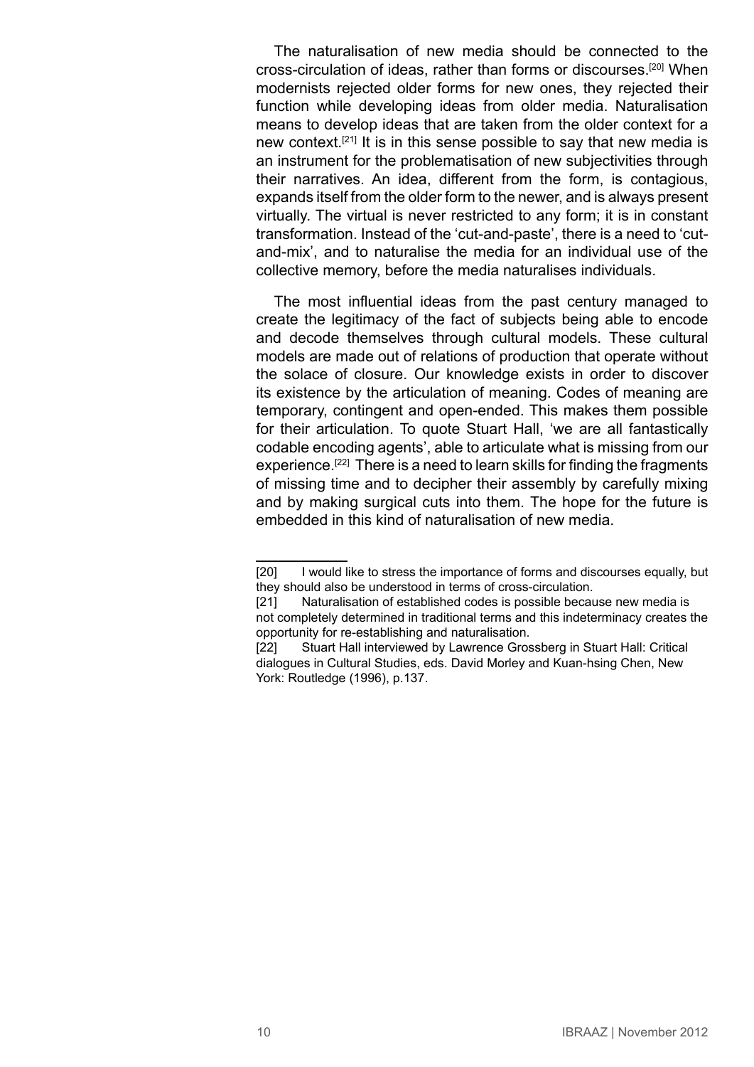The naturalisation of new media should be connected to the cross-circulation of ideas, rather than forms or discourses.[20] When modernists rejected older forms for new ones, they rejected their function while developing ideas from older media. Naturalisation means to develop ideas that are taken from the older context for a new context.[21] It is in this sense possible to say that new media is an instrument for the problematisation of new subjectivities through their narratives. An idea, different from the form, is contagious, expands itself from the older form to the newer, and is always present virtually. The virtual is never restricted to any form; it is in constant transformation. Instead of the 'cut-and-paste', there is a need to 'cut-and-mix', and to naturalise the media for an individual use of the collective memory, before the media naturalises individuals.

The most influential ideas from the past century managed to create the legitimacy of the fact of subjects being able to encode and decode themselves through cultural models. These cultural models are made out of relations of production that operate without the solace of closure. Our knowledge exists in order to discover its existence by the articulation of meaning. Codes of meaning are temporary, contingent and open-ended. This makes them possible for their articulation. To quote Stuart Hall, 'we are all fantastically codable encoding agents', able to articulate what is missing from our experience.[22] There is a need to learn skills for finding the fragments of missing time and to decipher their assembly by carefully mixing and by making surgical cuts into them. The hope for the future is embedded in this kind of naturalisation of new media.

---

[20] I would like to stress the importance of forms and discourses equally, but they should also be understood in terms of cross-circulation.

[21] Naturalisation of established codes is possible because new media is not completely determined in traditional terms and this indeterminacy creates the opportunity for re-establishing and naturalisation.

[22] Stuart Hall interviewed by Lawrence Grossberg in Stuart Hall: Critical dialogues in Cultural Studies, eds. David Morley and Kuan-hsing Chen, New York: Routledge (1996), p.137.